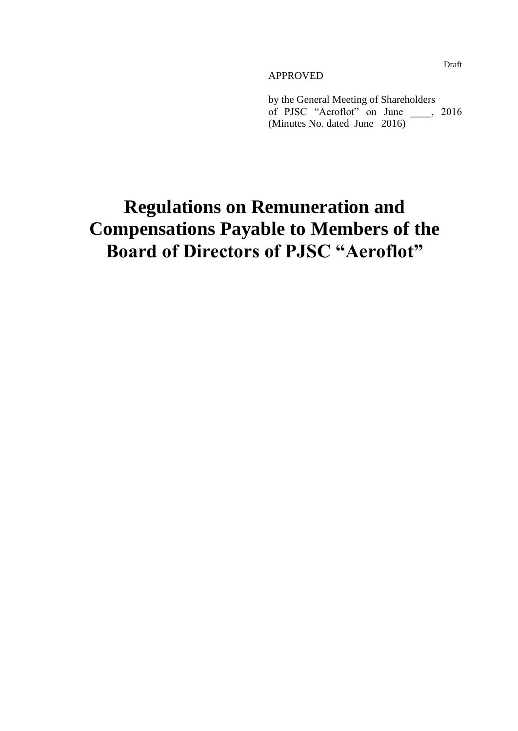Draft

APPROVED

by the General Meeting of Shareholders of PJSC "Aeroflot" on June ____, 2016 (Minutes No. dated June 2016)

# Regulations on Remuneration and Compensations Payable to Members of the Board of Directors of PJSC "Aeroflot"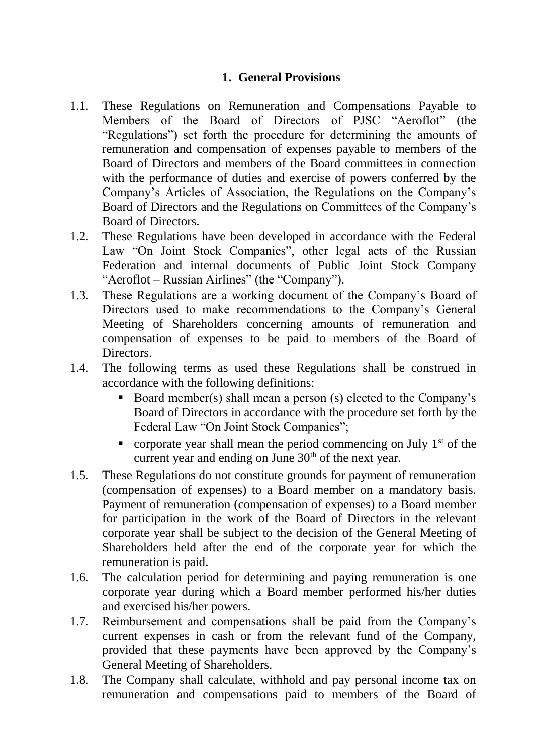## 1. General Provisions

1.1. These Regulations on Remuneration and Compensations Payable to Members of the Board of Directors of PJSC "Aeroflot" (the "Regulations") set forth the procedure for determining the amounts of remuneration and compensation of expenses payable to members of the Board of Directors and members of the Board committees in connection with the performance of duties and exercise of powers conferred by the Company's Articles of Association, the Regulations on the Company's Board of Directors and the Regulations on Committees of the Company's Board of Directors.

1.2. These Regulations have been developed in accordance with the Federal Law "On Joint Stock Companies", other legal acts of the Russian Federation and internal documents of Public Joint Stock Company "Aeroflot – Russian Airlines" (the "Company").

1.3. These Regulations are a working document of the Company's Board of Directors used to make recommendations to the Company's General Meeting of Shareholders concerning amounts of remuneration and compensation of expenses to be paid to members of the Board of Directors.

1.4. The following terms as used these Regulations shall be construed in accordance with the following definitions:

- Board member(s) shall mean a person (s) elected to the Company's Board of Directors in accordance with the procedure set forth by the Federal Law "On Joint Stock Companies";
- corporate year shall mean the period commencing on July 1st of the current year and ending on June 30th of the next year.

1.5. These Regulations do not constitute grounds for payment of remuneration (compensation of expenses) to a Board member on a mandatory basis. Payment of remuneration (compensation of expenses) to a Board member for participation in the work of the Board of Directors in the relevant corporate year shall be subject to the decision of the General Meeting of Shareholders held after the end of the corporate year for which the remuneration is paid.

1.6. The calculation period for determining and paying remuneration is one corporate year during which a Board member performed his/her duties and exercised his/her powers.

1.7. Reimbursement and compensations shall be paid from the Company's current expenses in cash or from the relevant fund of the Company, provided that these payments have been approved by the Company's General Meeting of Shareholders.

1.8. The Company shall calculate, withhold and pay personal income tax on remuneration and compensations paid to members of the Board of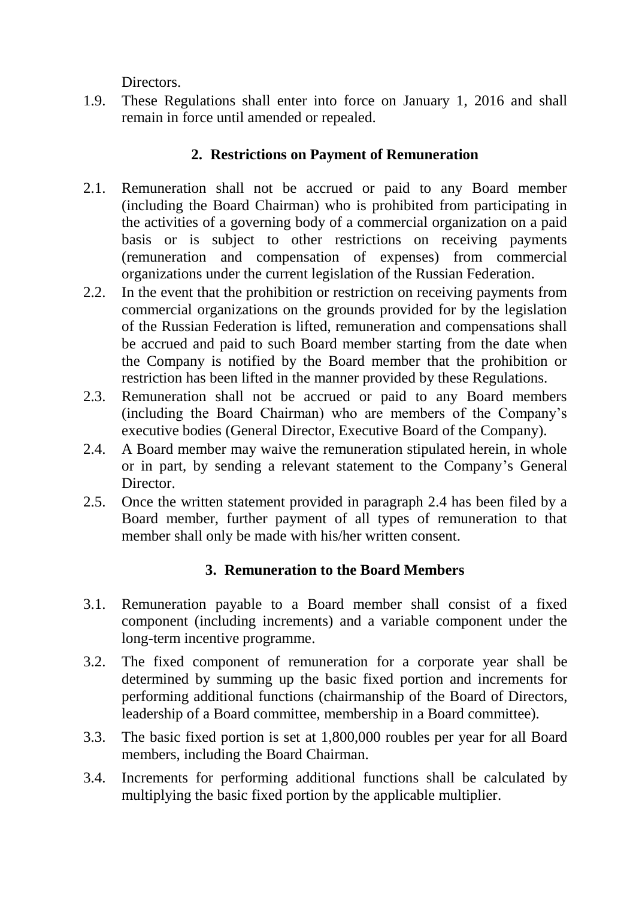Directors.

1.9. These Regulations shall enter into force on January 1, 2016 and shall remain in force until amended or repealed.

## 2. Restrictions on Payment of Remuneration

2.1. Remuneration shall not be accrued or paid to any Board member (including the Board Chairman) who is prohibited from participating in the activities of a governing body of a commercial organization on a paid basis or is subject to other restrictions on receiving payments (remuneration and compensation of expenses) from commercial organizations under the current legislation of the Russian Federation.

2.2. In the event that the prohibition or restriction on receiving payments from commercial organizations on the grounds provided for by the legislation of the Russian Federation is lifted, remuneration and compensations shall be accrued and paid to such Board member starting from the date when the Company is notified by the Board member that the prohibition or restriction has been lifted in the manner provided by these Regulations.

2.3. Remuneration shall not be accrued or paid to any Board members (including the Board Chairman) who are members of the Company's executive bodies (General Director, Executive Board of the Company).

2.4. A Board member may waive the remuneration stipulated herein, in whole or in part, by sending a relevant statement to the Company's General Director.

2.5. Once the written statement provided in paragraph 2.4 has been filed by a Board member, further payment of all types of remuneration to that member shall only be made with his/her written consent.

## 3. Remuneration to the Board Members

3.1. Remuneration payable to a Board member shall consist of a fixed component (including increments) and a variable component under the long-term incentive programme.

3.2. The fixed component of remuneration for a corporate year shall be determined by summing up the basic fixed portion and increments for performing additional functions (chairmanship of the Board of Directors, leadership of a Board committee, membership in a Board committee).

3.3. The basic fixed portion is set at 1,800,000 roubles per year for all Board members, including the Board Chairman.

3.4. Increments for performing additional functions shall be calculated by multiplying the basic fixed portion by the applicable multiplier.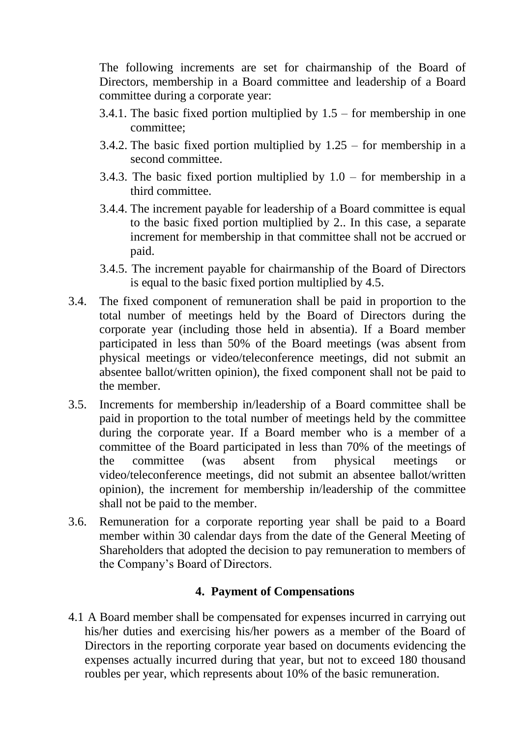The following increments are set for chairmanship of the Board of Directors, membership in a Board committee and leadership of a Board committee during a corporate year:

3.4.1. The basic fixed portion multiplied by 1.5 – for membership in one committee;

3.4.2. The basic fixed portion multiplied by 1.25 – for membership in a second committee.

3.4.3. The basic fixed portion multiplied by 1.0 – for membership in a third committee.

3.4.4. The increment payable for leadership of a Board committee is equal to the basic fixed portion multiplied by 2.. In this case, a separate increment for membership in that committee shall not be accrued or paid.

3.4.5. The increment payable for chairmanship of the Board of Directors is equal to the basic fixed portion multiplied by 4.5.

3.4. The fixed component of remuneration shall be paid in proportion to the total number of meetings held by the Board of Directors during the corporate year (including those held in absentia). If a Board member participated in less than 50% of the Board meetings (was absent from physical meetings or video/teleconference meetings, did not submit an absentee ballot/written opinion), the fixed component shall not be paid to the member.

3.5. Increments for membership in/leadership of a Board committee shall be paid in proportion to the total number of meetings held by the committee during the corporate year. If a Board member who is a member of a committee of the Board participated in less than 70% of the meetings of the committee (was absent from physical meetings or video/teleconference meetings, did not submit an absentee ballot/written opinion), the increment for membership in/leadership of the committee shall not be paid to the member.

3.6. Remuneration for a corporate reporting year shall be paid to a Board member within 30 calendar days from the date of the General Meeting of Shareholders that adopted the decision to pay remuneration to members of the Company's Board of Directors.

## 4. Payment of Compensations

4.1 A Board member shall be compensated for expenses incurred in carrying out his/her duties and exercising his/her powers as a member of the Board of Directors in the reporting corporate year based on documents evidencing the expenses actually incurred during that year, but not to exceed 180 thousand roubles per year, which represents about 10% of the basic remuneration.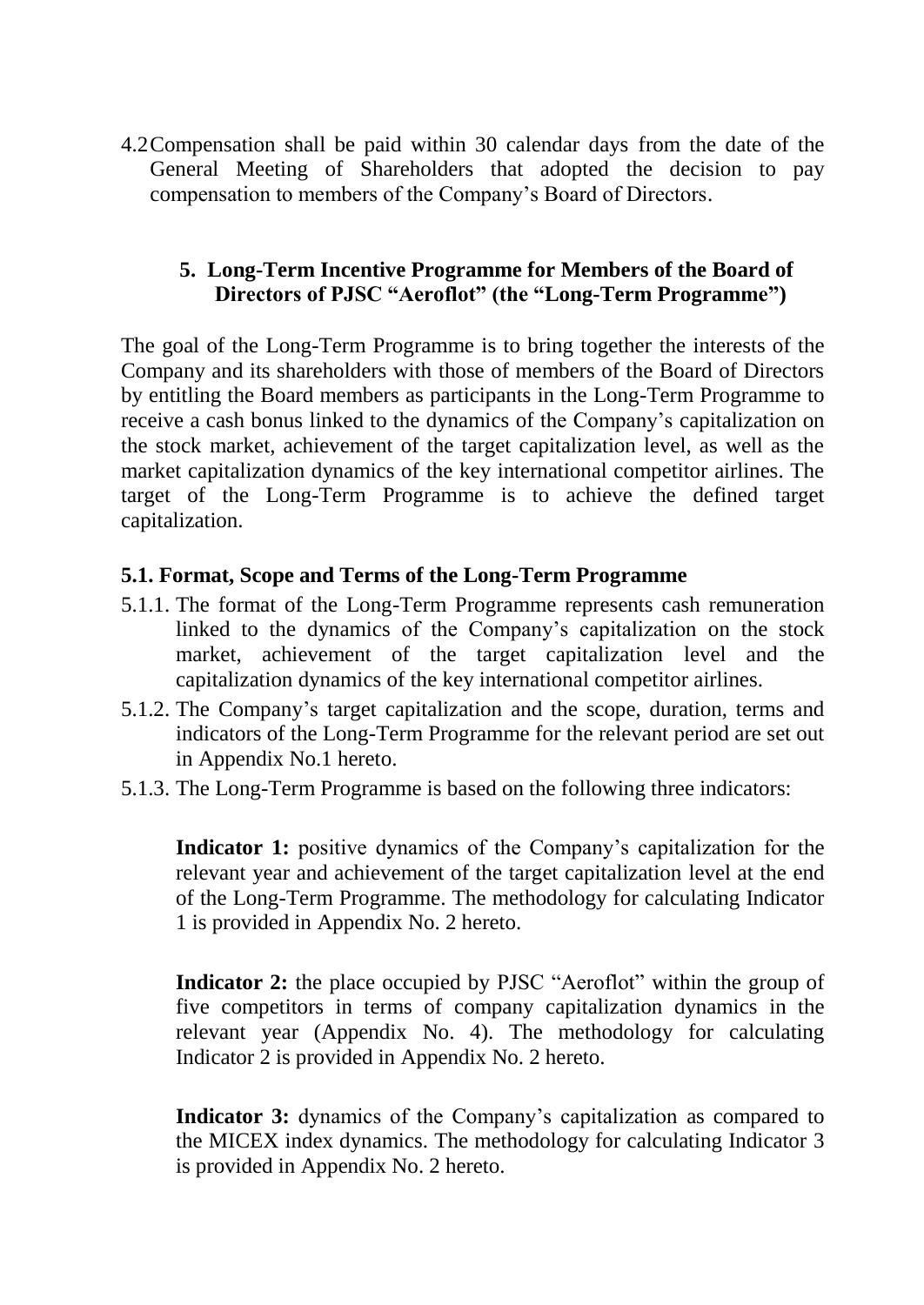4.2 Compensation shall be paid within 30 calendar days from the date of the General Meeting of Shareholders that adopted the decision to pay compensation to members of the Company's Board of Directors.

## 5. Long-Term Incentive Programme for Members of the Board of Directors of PJSC "Aeroflot" (the "Long-Term Programme")

The goal of the Long-Term Programme is to bring together the interests of the Company and its shareholders with those of members of the Board of Directors by entitling the Board members as participants in the Long-Term Programme to receive a cash bonus linked to the dynamics of the Company's capitalization on the stock market, achievement of the target capitalization level, as well as the market capitalization dynamics of the key international competitor airlines. The target of the Long-Term Programme is to achieve the defined target capitalization.

### 5.1. Format, Scope and Terms of the Long-Term Programme

5.1.1. The format of the Long-Term Programme represents cash remuneration linked to the dynamics of the Company's capitalization on the stock market, achievement of the target capitalization level and the capitalization dynamics of the key international competitor airlines.

5.1.2. The Company's target capitalization and the scope, duration, terms and indicators of the Long-Term Programme for the relevant period are set out in Appendix No.1 hereto.

5.1.3. The Long-Term Programme is based on the following three indicators:

**Indicator 1:** positive dynamics of the Company's capitalization for the relevant year and achievement of the target capitalization level at the end of the Long-Term Programme. The methodology for calculating Indicator 1 is provided in Appendix No. 2 hereto.

**Indicator 2:** the place occupied by PJSC "Aeroflot" within the group of five competitors in terms of company capitalization dynamics in the relevant year (Appendix No. 4). The methodology for calculating Indicator 2 is provided in Appendix No. 2 hereto.

**Indicator 3:** dynamics of the Company's capitalization as compared to the MICEX index dynamics. The methodology for calculating Indicator 3 is provided in Appendix No. 2 hereto.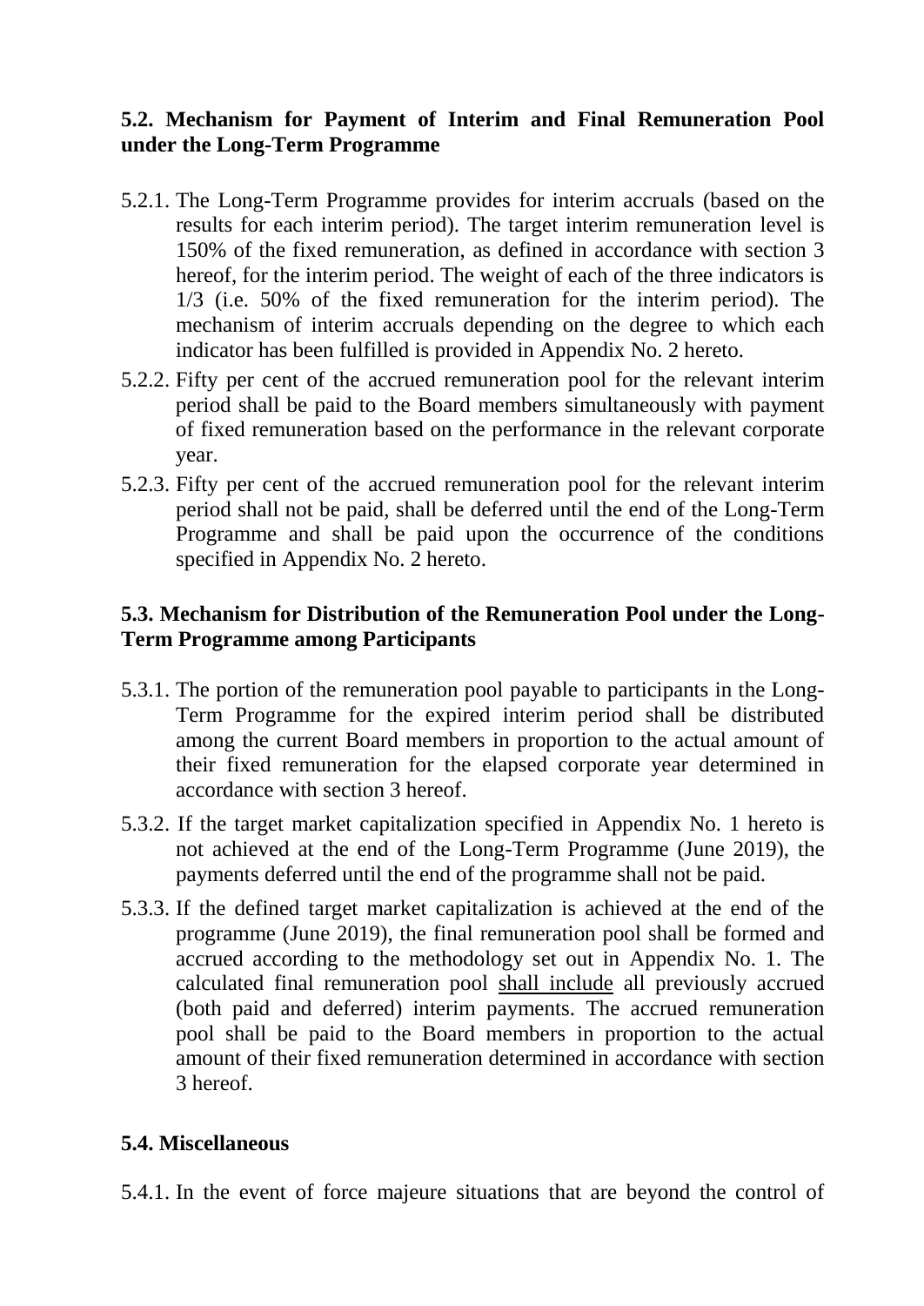### 5.2. Mechanism for Payment of Interim and Final Remuneration Pool under the Long-Term Programme

5.2.1. The Long-Term Programme provides for interim accruals (based on the results for each interim period). The target interim remuneration level is 150% of the fixed remuneration, as defined in accordance with section 3 hereof, for the interim period. The weight of each of the three indicators is 1/3 (i.e. 50% of the fixed remuneration for the interim period). The mechanism of interim accruals depending on the degree to which each indicator has been fulfilled is provided in Appendix No. 2 hereto.

5.2.2. Fifty per cent of the accrued remuneration pool for the relevant interim period shall be paid to the Board members simultaneously with payment of fixed remuneration based on the performance in the relevant corporate year.

5.2.3. Fifty per cent of the accrued remuneration pool for the relevant interim period shall not be paid, shall be deferred until the end of the Long-Term Programme and shall be paid upon the occurrence of the conditions specified in Appendix No. 2 hereto.

### 5.3. Mechanism for Distribution of the Remuneration Pool under the Long-Term Programme among Participants

5.3.1. The portion of the remuneration pool payable to participants in the Long-Term Programme for the expired interim period shall be distributed among the current Board members in proportion to the actual amount of their fixed remuneration for the elapsed corporate year determined in accordance with section 3 hereof.

5.3.2. If the target market capitalization specified in Appendix No. 1 hereto is not achieved at the end of the Long-Term Programme (June 2019), the payments deferred until the end of the programme shall not be paid.

5.3.3. If the defined target market capitalization is achieved at the end of the programme (June 2019), the final remuneration pool shall be formed and accrued according to the methodology set out in Appendix No. 1. The calculated final remuneration pool <u>shall include</u> all previously accrued (both paid and deferred) interim payments. The accrued remuneration pool shall be paid to the Board members in proportion to the actual amount of their fixed remuneration determined in accordance with section 3 hereof.

### 5.4. Miscellaneous

5.4.1. In the event of force majeure situations that are beyond the control of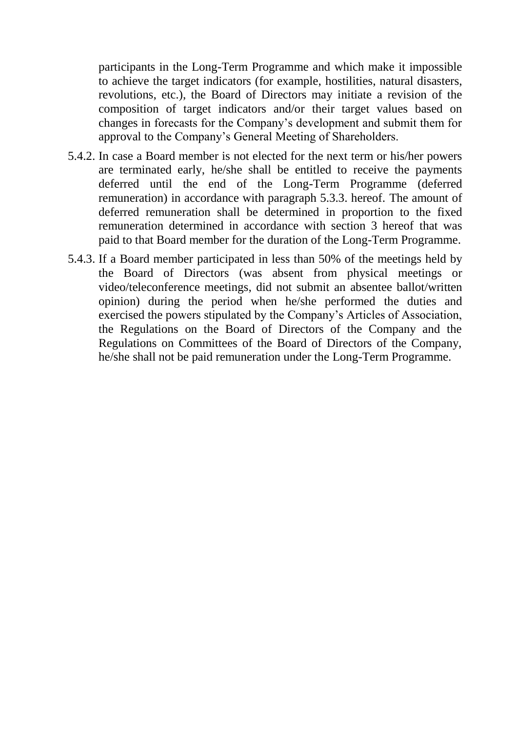participants in the Long-Term Programme and which make it impossible to achieve the target indicators (for example, hostilities, natural disasters, revolutions, etc.), the Board of Directors may initiate a revision of the composition of target indicators and/or their target values based on changes in forecasts for the Company's development and submit them for approval to the Company's General Meeting of Shareholders.

5.4.2. In case a Board member is not elected for the next term or his/her powers are terminated early, he/she shall be entitled to receive the payments deferred until the end of the Long-Term Programme (deferred remuneration) in accordance with paragraph 5.3.3. hereof. The amount of deferred remuneration shall be determined in proportion to the fixed remuneration determined in accordance with section 3 hereof that was paid to that Board member for the duration of the Long-Term Programme.

5.4.3. If a Board member participated in less than 50% of the meetings held by the Board of Directors (was absent from physical meetings or video/teleconference meetings, did not submit an absentee ballot/written opinion) during the period when he/she performed the duties and exercised the powers stipulated by the Company's Articles of Association, the Regulations on the Board of Directors of the Company and the Regulations on Committees of the Board of Directors of the Company, he/she shall not be paid remuneration under the Long-Term Programme.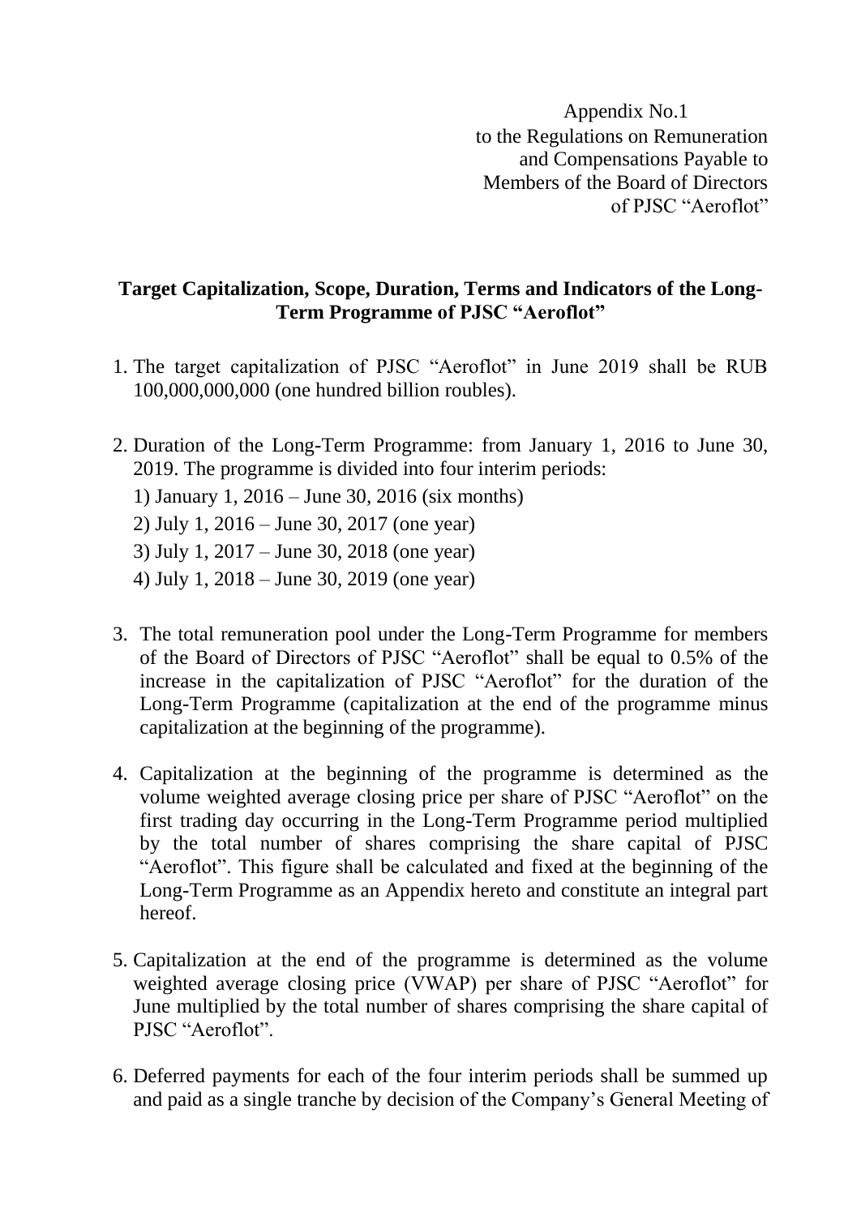Appendix No.1
to the Regulations on Remuneration
and Compensations Payable to
Members of the Board of Directors
of PJSC "Aeroflot"

## Target Capitalization, Scope, Duration, Terms and Indicators of the Long-Term Programme of PJSC "Aeroflot"

1. The target capitalization of PJSC "Aeroflot" in June 2019 shall be RUB 100,000,000,000 (one hundred billion roubles).

2. Duration of the Long-Term Programme: from January 1, 2016 to June 30, 2019. The programme is divided into four interim periods:
   1) January 1, 2016 – June 30, 2016 (six months)
   2) July 1, 2016 – June 30, 2017 (one year)
   3) July 1, 2017 – June 30, 2018 (one year)
   4) July 1, 2018 – June 30, 2019 (one year)

3. The total remuneration pool under the Long-Term Programme for members of the Board of Directors of PJSC "Aeroflot" shall be equal to 0.5% of the increase in the capitalization of PJSC "Aeroflot" for the duration of the Long-Term Programme (capitalization at the end of the programme minus capitalization at the beginning of the programme).

4. Capitalization at the beginning of the programme is determined as the volume weighted average closing price per share of PJSC "Aeroflot" on the first trading day occurring in the Long-Term Programme period multiplied by the total number of shares comprising the share capital of PJSC "Aeroflot". This figure shall be calculated and fixed at the beginning of the Long-Term Programme as an Appendix hereto and constitute an integral part hereof.

5. Capitalization at the end of the programme is determined as the volume weighted average closing price (VWAP) per share of PJSC "Aeroflot" for June multiplied by the total number of shares comprising the share capital of PJSC "Aeroflot".

6. Deferred payments for each of the four interim periods shall be summed up and paid as a single tranche by decision of the Company's General Meeting of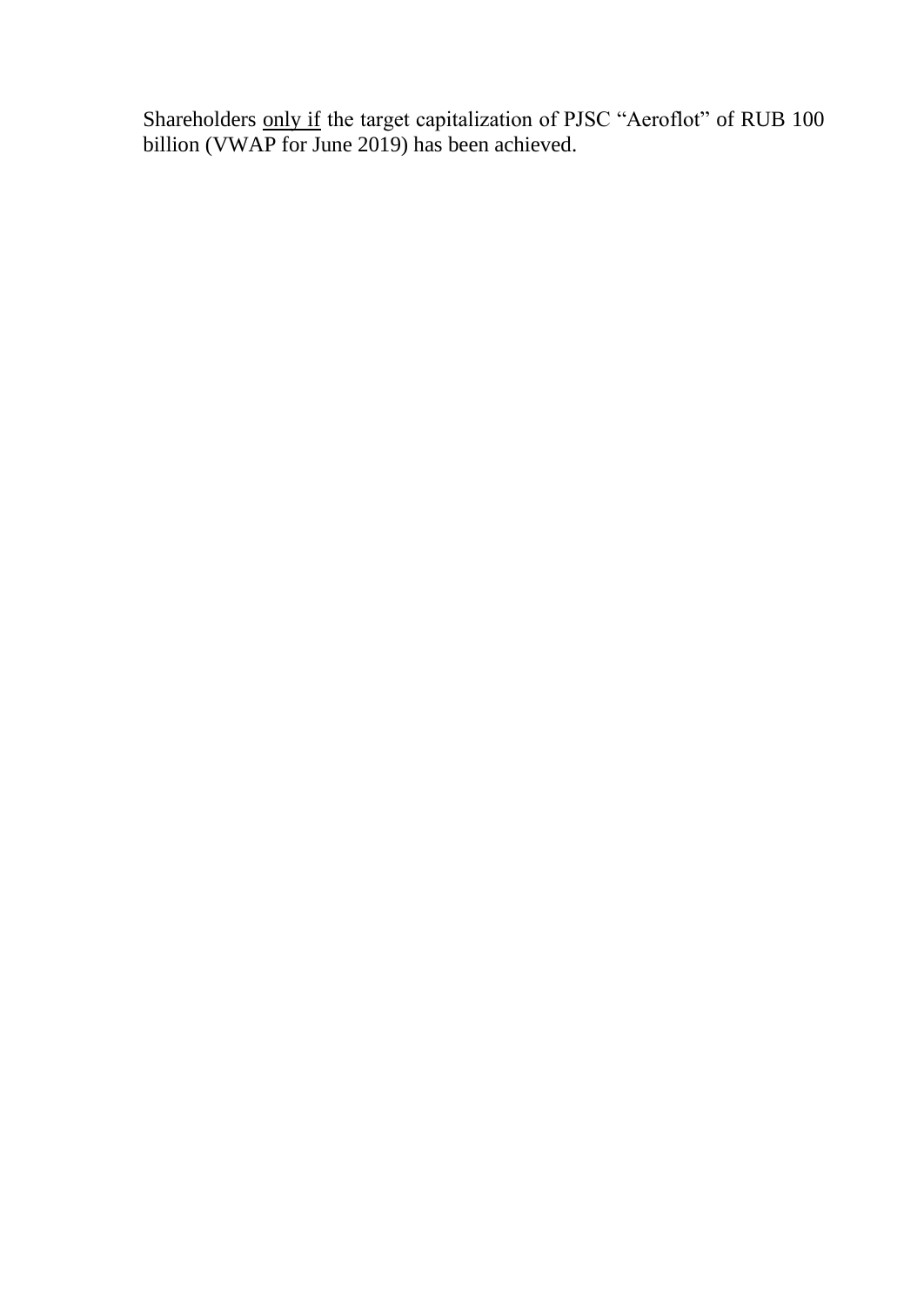Shareholders <u>only if</u> the target capitalization of PJSC "Aeroflot" of RUB 100 billion (VWAP for June 2019) has been achieved.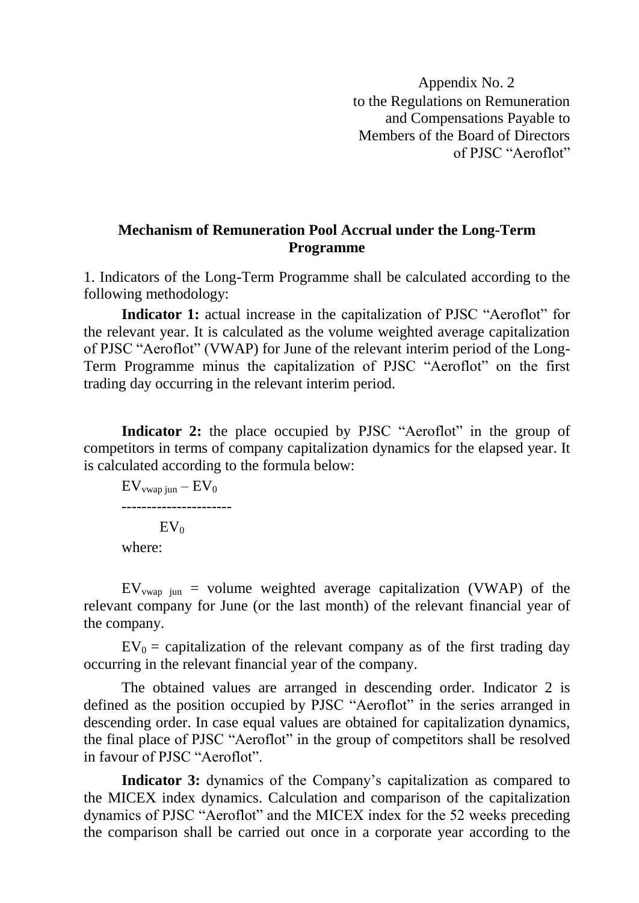Appendix No. 2
to the Regulations on Remuneration
and Compensations Payable to
Members of the Board of Directors
of PJSC "Aeroflot"

## Mechanism of Remuneration Pool Accrual under the Long-Term Programme

1. Indicators of the Long-Term Programme shall be calculated according to the following methodology:

**Indicator 1:** actual increase in the capitalization of PJSC "Aeroflot" for the relevant year. It is calculated as the volume weighted average capitalization of PJSC "Aeroflot" (VWAP) for June of the relevant interim period of the Long-Term Programme minus the capitalization of PJSC "Aeroflot" on the first trading day occurring in the relevant interim period.

**Indicator 2:** the place occupied by PJSC "Aeroflot" in the group of competitors in terms of company capitalization dynamics for the elapsed year. It is calculated according to the formula below:

$$\frac{EV_{vwap\ jun} - EV_0}{EV_0}$$

where:

$EV_{vwap\ jun}$ = volume weighted average capitalization (VWAP) of the relevant company for June (or the last month) of the relevant financial year of the company.

$EV_0$ = capitalization of the relevant company as of the first trading day occurring in the relevant financial year of the company.

The obtained values are arranged in descending order. Indicator 2 is defined as the position occupied by PJSC "Aeroflot" in the series arranged in descending order. In case equal values are obtained for capitalization dynamics, the final place of PJSC "Aeroflot" in the group of competitors shall be resolved in favour of PJSC "Aeroflot".

**Indicator 3:** dynamics of the Company's capitalization as compared to the MICEX index dynamics. Calculation and comparison of the capitalization dynamics of PJSC "Aeroflot" and the MICEX index for the 52 weeks preceding the comparison shall be carried out once in a corporate year according to the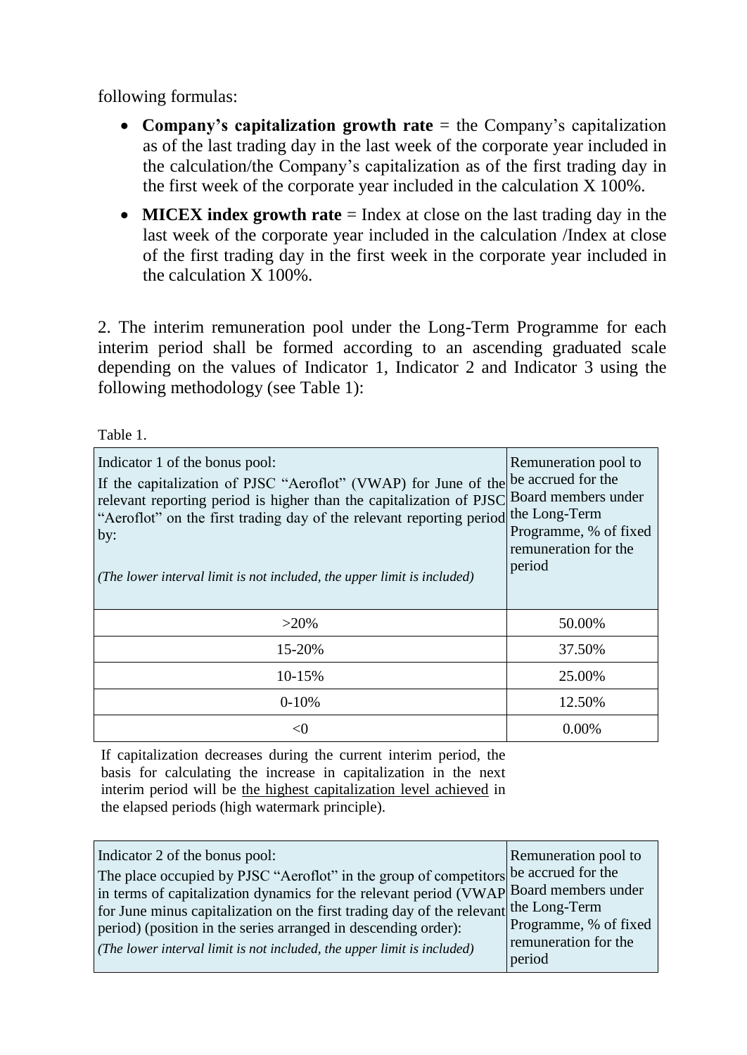following formulas:

- **Company's capitalization growth rate** = the Company's capitalization as of the last trading day in the last week of the corporate year included in the calculation/the Company's capitalization as of the first trading day in the first week of the corporate year included in the calculation X 100%.
- **MICEX index growth rate** = Index at close on the last trading day in the last week of the corporate year included in the calculation /Index at close of the first trading day in the first week in the corporate year included in the calculation X 100%.

2. The interim remuneration pool under the Long-Term Programme for each interim period shall be formed according to an ascending graduated scale depending on the values of Indicator 1, Indicator 2 and Indicator 3 using the following methodology (see Table 1):

Table 1.

| Indicator 1 of the bonus pool:<br>If the capitalization of PJSC "Aeroflot" (VWAP) for June of the relevant reporting period is higher than the capitalization of PJSC "Aeroflot" on the first trading day of the relevant reporting period by:<br>*(The lower interval limit is not included, the upper limit is included)* | Remuneration pool to be accrued for the Board members under the Long-Term Programme, % of fixed remuneration for the period |
|---|---|
| >20% | 50.00% |
| 15-20% | 37.50% |
| 10-15% | 25.00% |
| 0-10% | 12.50% |
| <0 | 0.00% |

If capitalization decreases during the current interim period, the basis for calculating the increase in capitalization in the next interim period will be the highest capitalization level achieved in the elapsed periods (high watermark principle).

| Indicator 2 of the bonus pool:<br>The place occupied by PJSC "Aeroflot" in the group of competitors in terms of capitalization dynamics for the relevant period (VWAP for June minus capitalization on the first trading day of the relevant period) (position in the series arranged in descending order):<br>*(The lower interval limit is not included, the upper limit is included)* | Remuneration pool to be accrued for the Board members under the Long-Term Programme, % of fixed remuneration for the period |
|---|---|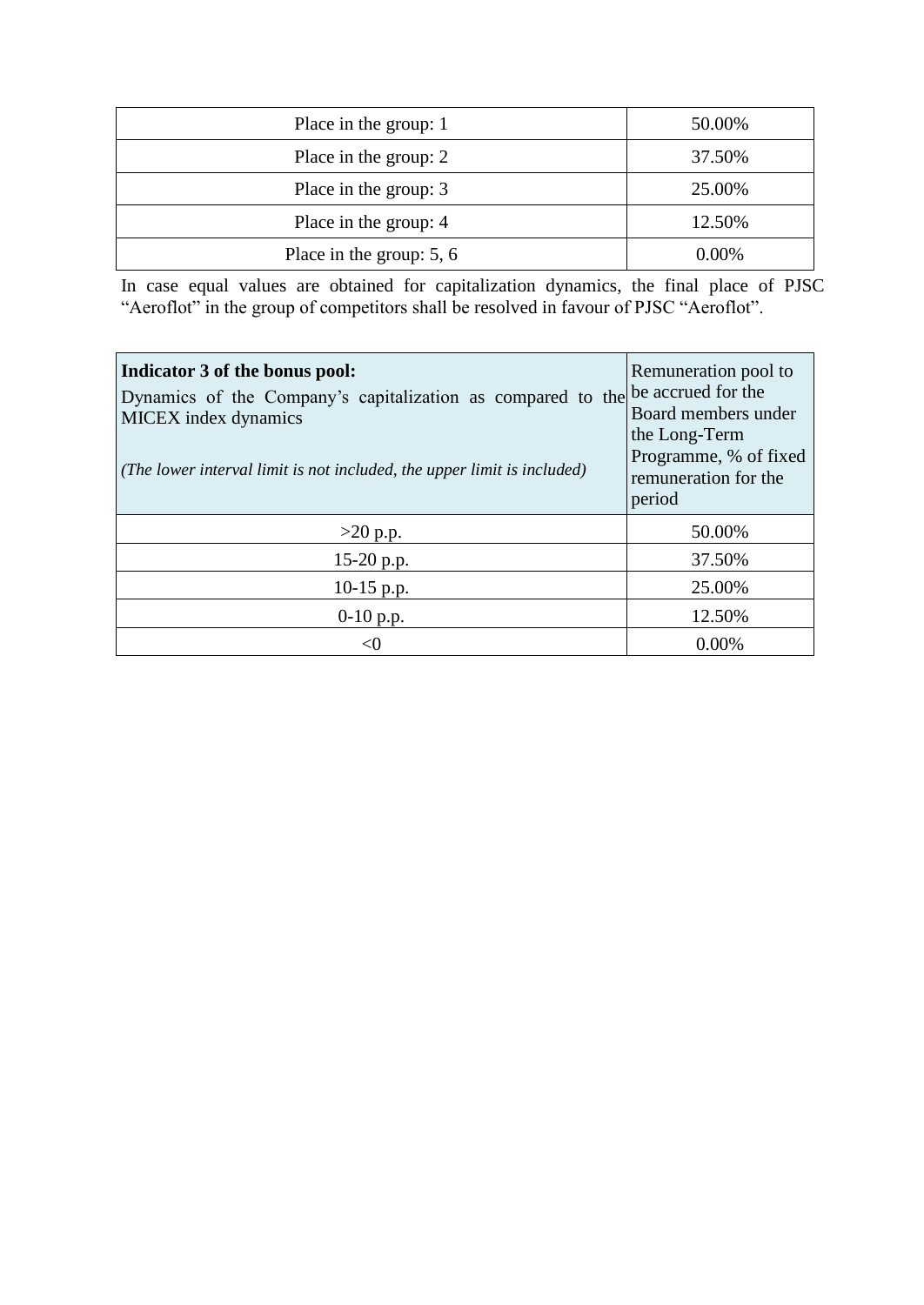| Place in the group: 1 | 50.00% |
|---|---|
| Place in the group: 2 | 37.50% |
| Place in the group: 3 | 25.00% |
| Place in the group: 4 | 12.50% |
| Place in the group: 5, 6 | 0.00% |

In case equal values are obtained for capitalization dynamics, the final place of PJSC "Aeroflot" in the group of competitors shall be resolved in favour of PJSC "Aeroflot".

| **Indicator 3 of the bonus pool:** Dynamics of the Company's capitalization as compared to the MICEX index dynamics *(The lower interval limit is not included, the upper limit is included)* | Remuneration pool to be accrued for the Board members under the Long-Term Programme, % of fixed remuneration for the period |
|---|---|
| >20 p.p. | 50.00% |
| 15-20 p.p. | 37.50% |
| 10-15 p.p. | 25.00% |
| 0-10 p.p. | 12.50% |
| <0 | 0.00% |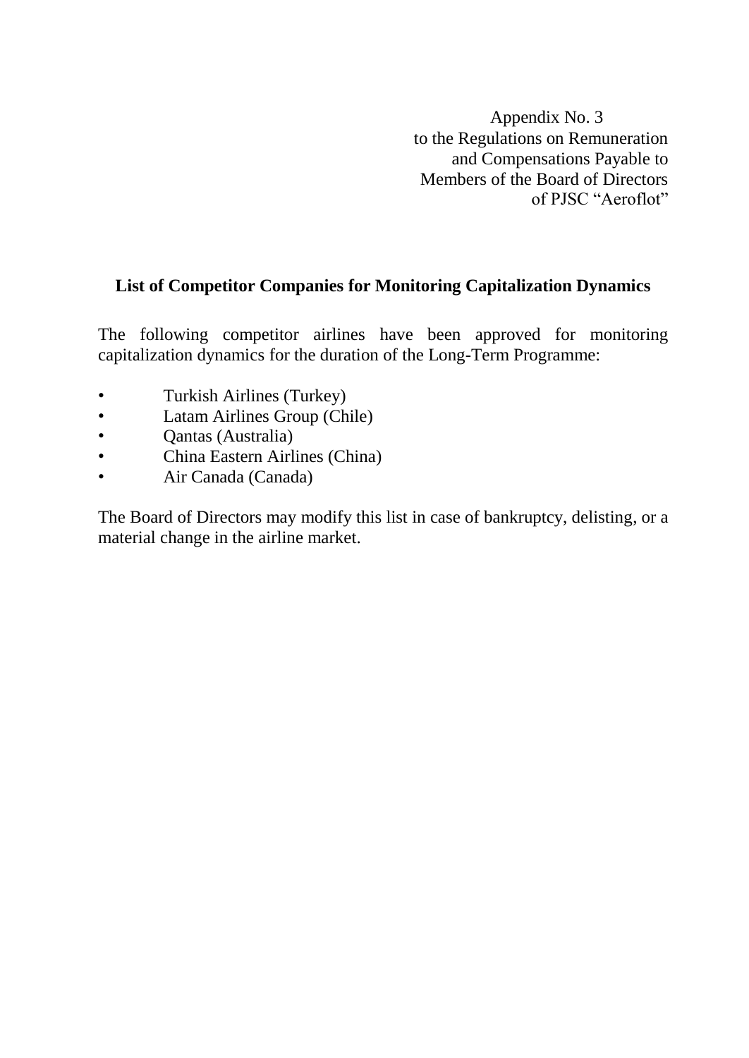Appendix No. 3
to the Regulations on Remuneration
and Compensations Payable to
Members of the Board of Directors
of PJSC "Aeroflot"

**List of Competitor Companies for Monitoring Capitalization Dynamics**

The following competitor airlines have been approved for monitoring capitalization dynamics for the duration of the Long-Term Programme:

- Turkish Airlines (Turkey)
- Latam Airlines Group (Chile)
- Qantas (Australia)
- China Eastern Airlines (China)
- Air Canada (Canada)

The Board of Directors may modify this list in case of bankruptcy, delisting, or a material change in the airline market.